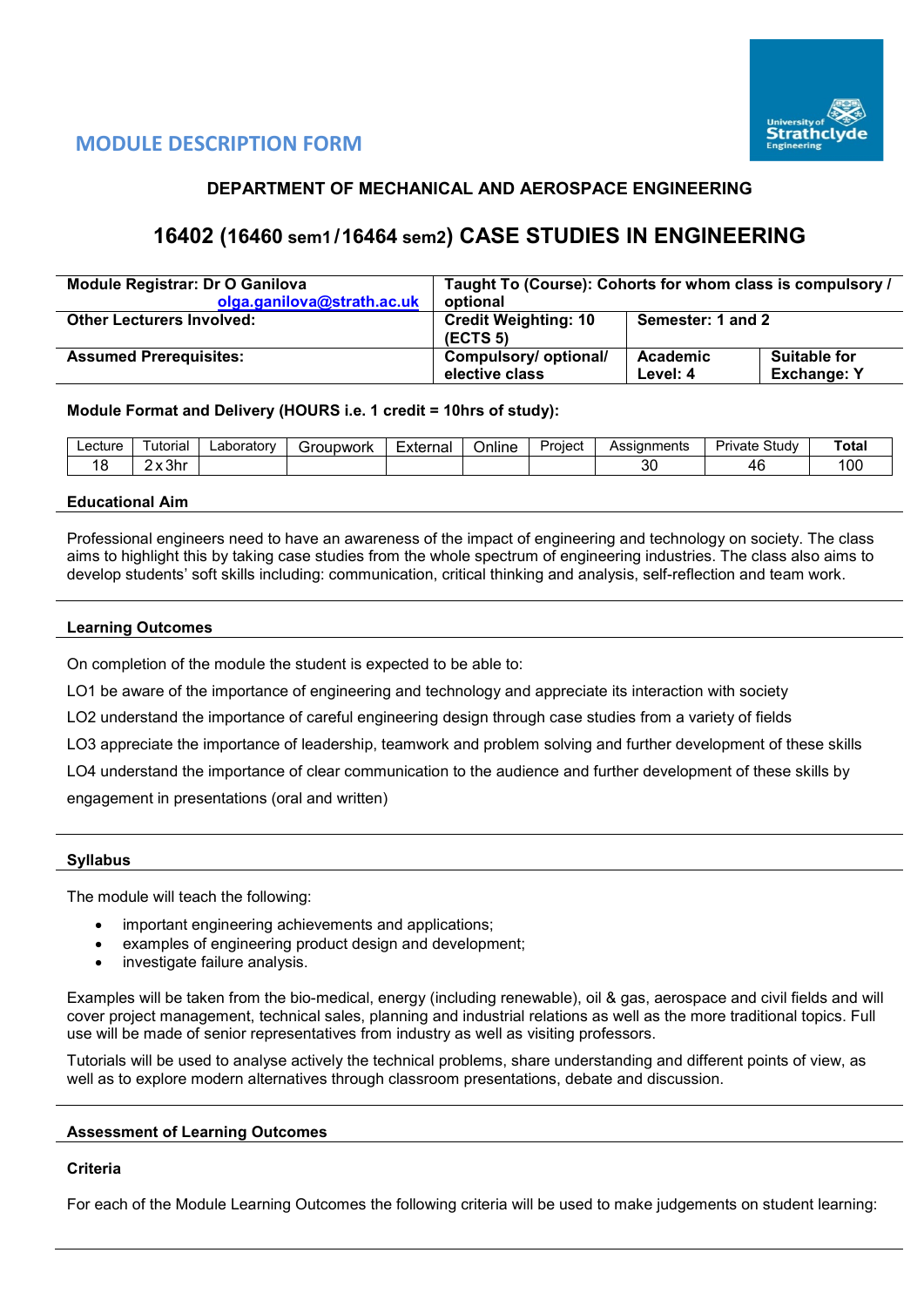## MODULE DESCRIPTION FORM

**DEPARTMENT OF MECHANICAL AND AEROSPACE ENGINEERING**

# 16402 (16460 sem1 / 16464 sem2) CASE STUDIES IN ENGINEERING

| | | | |
|---|---|---|---|
| **Module Registrar: Dr O Ganilova** olga.ganilova@strath.ac.uk | **Taught To (Course): Cohorts for whom class is compulsory / optional** | | |
| **Other Lecturers Involved:** | **Credit Weighting: 10 (ECTS 5)** | **Semester: 1 and 2** | |
| **Assumed Prerequisites:** | **Compulsory/ optional/ elective class** | **Academic Level: 4** | **Suitable for Exchange: Y** |

**Module Format and Delivery (HOURS i.e. 1 credit = 10hrs of study):**

| Lecture | Tutorial | Laboratory | Groupwork | External | Online | Project | Assignments | Private Study | **Total** |
|---|---|---|---|---|---|---|---|---|---|
| 18 | 2 x 3hr | | | | | | 30 | 46 | 100 |

**Educational Aim**

Professional engineers need to have an awareness of the impact of engineering and technology on society. The class aims to highlight this by taking case studies from the whole spectrum of engineering industries. The class also aims to develop students' soft skills including: communication, critical thinking and analysis, self-reflection and team work.

**Learning Outcomes**

On completion of the module the student is expected to be able to:

LO1 be aware of the importance of engineering and technology and appreciate its interaction with society

LO2 understand the importance of careful engineering design through case studies from a variety of fields

LO3 appreciate the importance of leadership, teamwork and problem solving and further development of these skills

LO4 understand the importance of clear communication to the audience and further development of these skills by engagement in presentations (oral and written)

**Syllabus**

The module will teach the following:

- important engineering achievements and applications;
- examples of engineering product design and development;
- investigate failure analysis.

Examples will be taken from the bio-medical, energy (including renewable), oil & gas, aerospace and civil fields and will cover project management, technical sales, planning and industrial relations as well as the more traditional topics. Full use will be made of senior representatives from industry as well as visiting professors.

Tutorials will be used to analyse actively the technical problems, share understanding and different points of view, as well as to explore modern alternatives through classroom presentations, debate and discussion.

**Assessment of Learning Outcomes**

**Criteria**

For each of the Module Learning Outcomes the following criteria will be used to make judgements on student learning: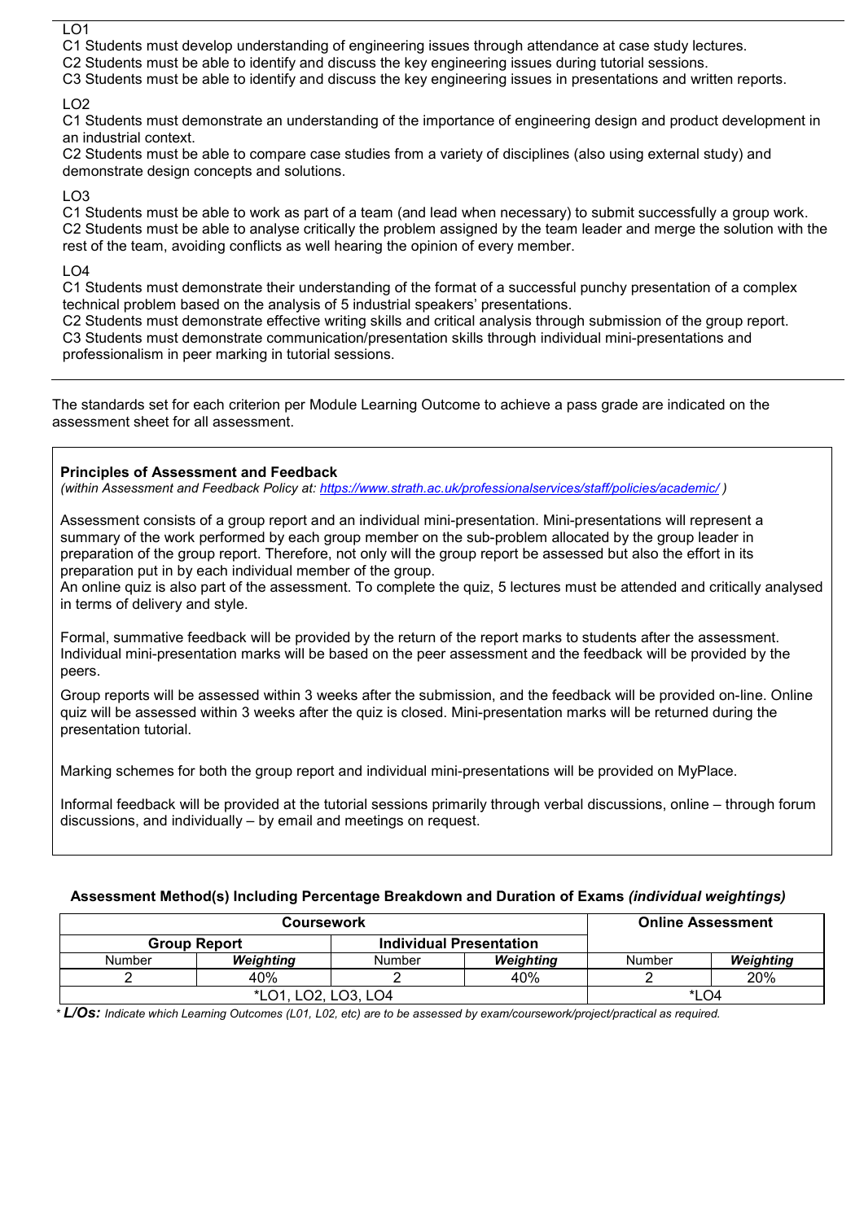LO1

C1 Students must develop understanding of engineering issues through attendance at case study lectures.
C2 Students must be able to identify and discuss the key engineering issues during tutorial sessions.
C3 Students must be able to identify and discuss the key engineering issues in presentations and written reports.

LO2

C1 Students must demonstrate an understanding of the importance of engineering design and product development in an industrial context.
C2 Students must be able to compare case studies from a variety of disciplines (also using external study) and demonstrate design concepts and solutions.

LO3

C1 Students must be able to work as part of a team (and lead when necessary) to submit successfully a group work.
C2 Students must be able to analyse critically the problem assigned by the team leader and merge the solution with the rest of the team, avoiding conflicts as well hearing the opinion of every member.

LO4

C1 Students must demonstrate their understanding of the format of a successful punchy presentation of a complex technical problem based on the analysis of 5 industrial speakers' presentations.
C2 Students must demonstrate effective writing skills and critical analysis through submission of the group report.
C3 Students must demonstrate communication/presentation skills through individual mini-presentations and professionalism in peer marking in tutorial sessions.

---

The standards set for each criterion per Module Learning Outcome to achieve a pass grade are indicated on the assessment sheet for all assessment.

**Principles of Assessment and Feedback**
*(within Assessment and Feedback Policy at: https://www.strath.ac.uk/professionalservices/staff/policies/academic/ )*

Assessment consists of a group report and an individual mini-presentation. Mini-presentations will represent a summary of the work performed by each group member on the sub-problem allocated by the group leader in preparation of the group report. Therefore, not only will the group report be assessed but also the effort in its preparation put in by each individual member of the group.
An online quiz is also part of the assessment. To complete the quiz, 5 lectures must be attended and critically analysed in terms of delivery and style.

Formal, summative feedback will be provided by the return of the report marks to students after the assessment. Individual mini-presentation marks will be based on the peer assessment and the feedback will be provided by the peers.

Group reports will be assessed within 3 weeks after the submission, and the feedback will be provided on-line. Online quiz will be assessed within 3 weeks after the quiz is closed. Mini-presentation marks will be returned during the presentation tutorial.

Marking schemes for both the group report and individual mini-presentations will be provided on MyPlace.

Informal feedback will be provided at the tutorial sessions primarily through verbal discussions, online – through forum discussions, and individually – by email and meetings on request.

### Assessment Method(s) Including Percentage Breakdown and Duration of Exams *(individual weightings)*

| **Coursework** | | | | **Online Assessment** | |
|---|---|---|---|---|---|
| **Group Report** | | **Individual Presentation** | | | |
| Number | ***Weighting*** | Number | ***Weighting*** | Number | ***Weighting*** |
| 2 | 40% | 2 | 40% | 2 | 20% |
| *LO1, LO2, LO3, LO4 | | | | *LO4 | |

\* ***L/Os:*** *Indicate which Learning Outcomes (L01, L02, etc) are to be assessed by exam/coursework/project/practical as required.*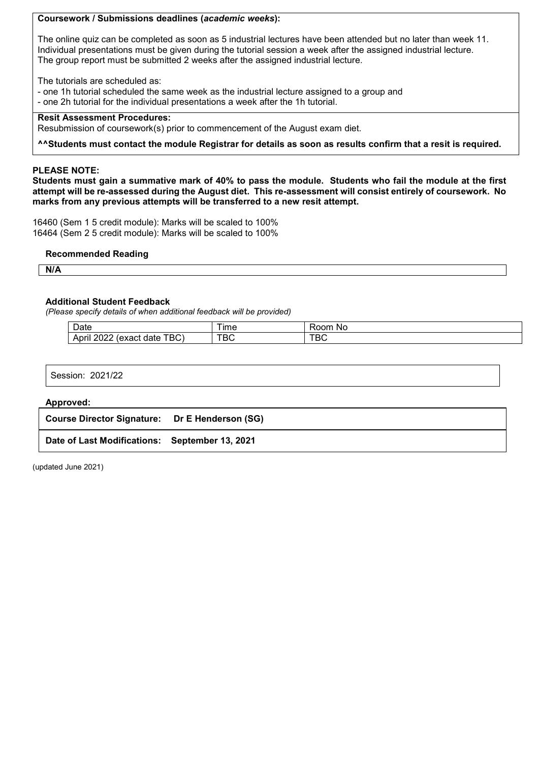**Coursework / Submissions deadlines (*academic weeks*):**

The online quiz can be completed as soon as 5 industrial lectures have been attended but no later than week 11.
Individual presentations must be given during the tutorial session a week after the assigned industrial lecture.
The group report must be submitted 2 weeks after the assigned industrial lecture.

The tutorials are scheduled as:
- one 1h tutorial scheduled the same week as the industrial lecture assigned to a group and
- one 2h tutorial for the individual presentations a week after the 1h tutorial.

**Resit Assessment Procedures:**
Resubmission of coursework(s) prior to commencement of the August exam diet.

**^^Students must contact the module Registrar for details as soon as results confirm that a resit is required.**

**PLEASE NOTE:**
**Students must gain a summative mark of 40% to pass the module. Students who fail the module at the first attempt will be re-assessed during the August diet. This re-assessment will consist entirely of coursework. No marks from any previous attempts will be transferred to a new resit attempt.**

16460 (Sem 1 5 credit module): Marks will be scaled to 100%
16464 (Sem 2 5 credit module): Marks will be scaled to 100%

**Recommended Reading**

**N/A**

**Additional Student Feedback**
*(Please specify details of when additional feedback will be provided)*

| Date | Time | Room No |
|---|---|---|
| April 2022 (exact date TBC) | TBC | TBC |

Session: 2021/22

**Approved:**

**Course Director Signature: Dr E Henderson (SG)**

**Date of Last Modifications: September 13, 2021**

(updated June 2021)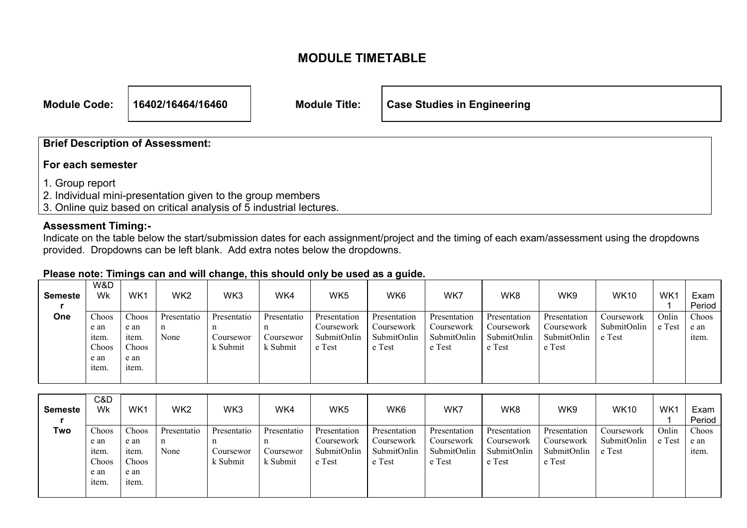# MODULE TIMETABLE

| Module Code: | 16402/16464/16460 | Module Title: | Case Studies in Engineering |
|---|---|---|---|

**Brief Description of Assessment:**

**For each semester**

1. Group report
2. Individual mini-presentation given to the group members
3. Online quiz based on critical analysis of 5 industrial lectures.

**Assessment Timing:-**

Indicate on the table below the start/submission dates for each assignment/project and the timing of each exam/assessment using the dropdowns provided. Dropdowns can be left blank. Add extra notes below the dropdowns.

**Please note: Timings can and will change, this should only be used as a guide.**

| Semester One | W&D Wk | WK1 | WK2 | WK3 | WK4 | WK5 | WK6 | WK7 | WK8 | WK9 | WK10 | WK11 | Exam Period |
|---|---|---|---|---|---|---|---|---|---|---|---|---|---|
| | Choose an item. Choose an item. | Choose an item. Choose an item. | Presentation None | Presentation Coursework Submit | Presentation Coursework Submit | Presentation Coursework SubmitOnline Test | Presentation Coursework SubmitOnline Test | Presentation Coursework SubmitOnline Test | Presentation Coursework SubmitOnline Test | Presentation Coursework SubmitOnline Test | Coursework SubmitOnline Test | Online Test | Choose an item. |

| Semester Two | C&D Wk | WK1 | WK2 | WK3 | WK4 | WK5 | WK6 | WK7 | WK8 | WK9 | WK10 | WK11 | Exam Period |
|---|---|---|---|---|---|---|---|---|---|---|---|---|---|
| | Choose an item. Choose an item. | Choose an item. Choose an item. | Presentation None | Presentation Coursework Submit | Presentation Coursework Submit | Presentation Coursework SubmitOnline Test | Presentation Coursework SubmitOnline Test | Presentation Coursework SubmitOnline Test | Presentation Coursework SubmitOnline Test | Presentation Coursework SubmitOnline Test | Coursework SubmitOnline Test | Online Test | Choose an item. |